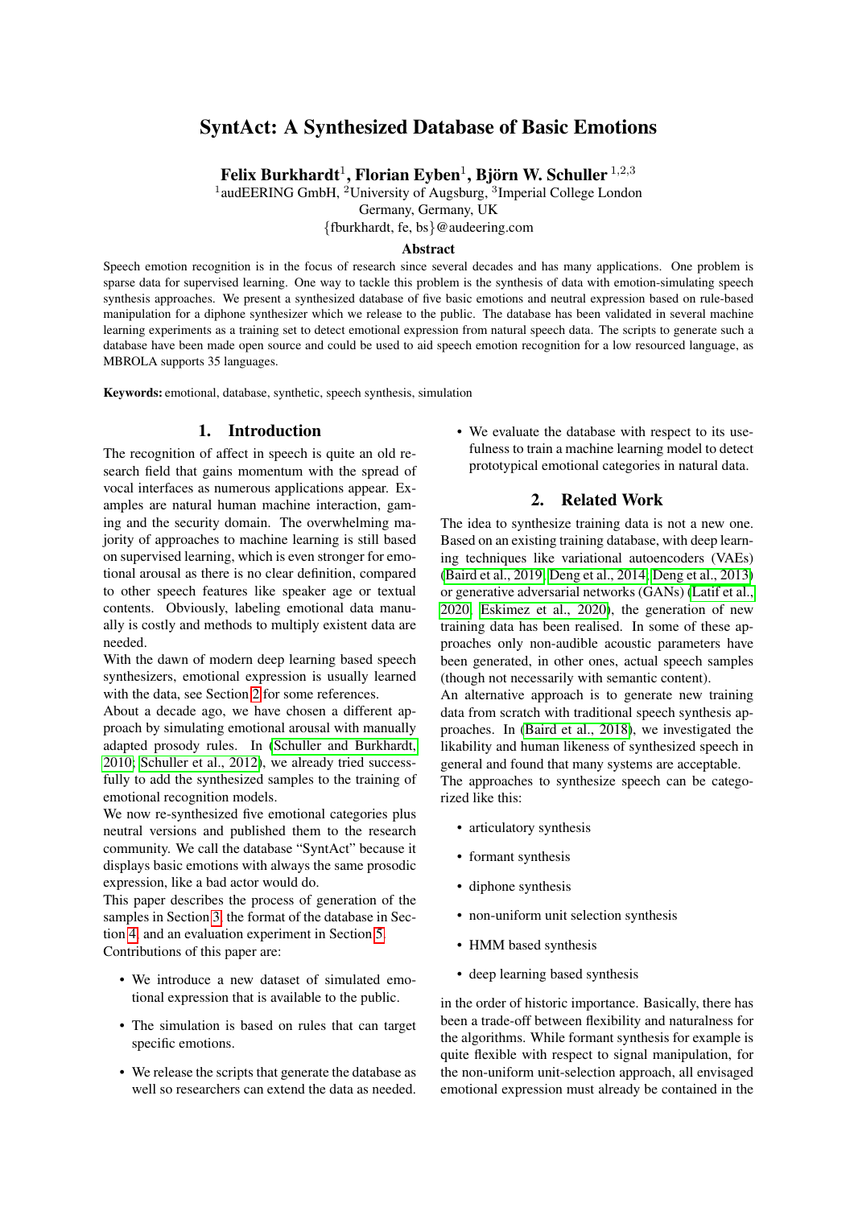# SyntAct: A Synthesized Database of Basic Emotions

**Felix Burkhardt**[1], **Florian Eyben**[1], **Björn W. Schuller** [1,2,3]

[1]audEERING GmbH, [2]University of Augsburg, [3]Imperial College London
Germany, Germany, UK
{fburkhardt, fe, bs}@audeering.com

## Abstract

Speech emotion recognition is in the focus of research since several decades and has many applications. One problem is sparse data for supervised learning. One way to tackle this problem is the synthesis of data with emotion-simulating speech synthesis approaches. We present a synthesized database of five basic emotions and neutral expression based on rule-based manipulation for a diphone synthesizer which we release to the public. The database has been validated in several machine learning experiments as a training set to detect emotional expression from natural speech data. The scripts to generate such a database have been made open source and could be used to aid speech emotion recognition for a low resourced language, as MBROLA supports 35 languages.

**Keywords:** emotional, database, synthetic, speech synthesis, simulation

## 1. Introduction

The recognition of affect in speech is quite an old research field that gains momentum with the spread of vocal interfaces as numerous applications appear. Examples are natural human machine interaction, gaming and the security domain. The overwhelming majority of approaches to machine learning is still based on supervised learning, which is even stronger for emotional arousal as there is no clear definition, compared to other speech features like speaker age or textual contents. Obviously, labeling emotional data manually is costly and methods to multiply existent data are needed.

With the dawn of modern deep learning based speech synthesizers, emotional expression is usually learned with the data, see Section 2 for some references.

About a decade ago, we have chosen a different approach by simulating emotional arousal with manually adapted prosody rules. In (Schuller and Burkhardt, 2010; Schuller et al., 2012), we already tried successfully to add the synthesized samples to the training of emotional recognition models.

We now re-synthesized five emotional categories plus neutral versions and published them to the research community. We call the database "SyntAct" because it displays basic emotions with always the same prosodic expression, like a bad actor would do.

This paper describes the process of generation of the samples in Section 3, the format of the database in Section 4, and an evaluation experiment in Section 5.

Contributions of this paper are:

- We introduce a new dataset of simulated emotional expression that is available to the public.
- The simulation is based on rules that can target specific emotions.
- We release the scripts that generate the database as well so researchers can extend the data as needed.
- We evaluate the database with respect to its usefulness to train a machine learning model to detect prototypical emotional categories in natural data.

## 2. Related Work

The idea to synthesize training data is not a new one. Based on an existing training database, with deep learning techniques like variational autoencoders (VAEs) (Baird et al., 2019; Deng et al., 2014; Deng et al., 2013) or generative adversarial networks (GANs) (Latif et al., 2020; Eskimez et al., 2020), the generation of new training data has been realised. In some of these approaches only non-audible acoustic parameters have been generated, in other ones, actual speech samples (though not necessarily with semantic content).

An alternative approach is to generate new training data from scratch with traditional speech synthesis approaches. In (Baird et al., 2018), we investigated the likability and human likeness of synthesized speech in general and found that many systems are acceptable.

The approaches to synthesize speech can be categorized like this:

- articulatory synthesis
- formant synthesis
- diphone synthesis
- non-uniform unit selection synthesis
- HMM based synthesis
- deep learning based synthesis

in the order of historic importance. Basically, there has been a trade-off between flexibility and naturalness for the algorithms. While formant synthesis for example is quite flexible with respect to signal manipulation, for the non-uniform unit-selection approach, all envisaged emotional expression must already be contained in the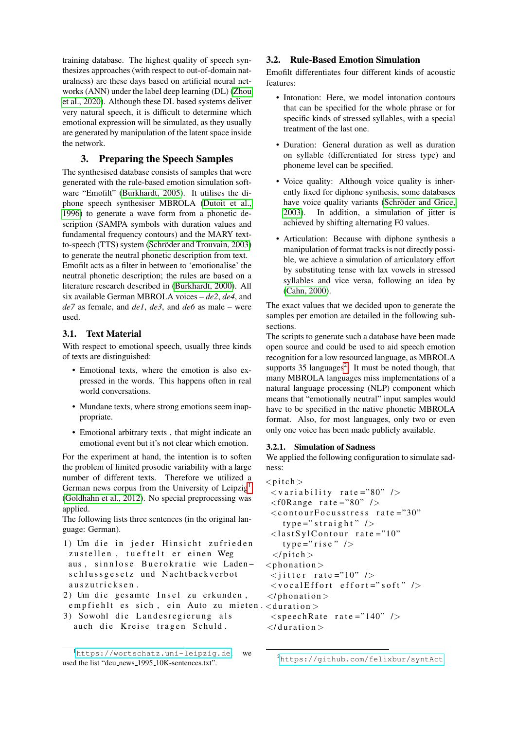training database. The highest quality of speech synthesizes approaches (with respect to out-of-domain naturalness) are these days based on artificial neural networks (ANN) under the label deep learning (DL) (Zhou et al., 2020). Although these DL based systems deliver very natural speech, it is difficult to determine which emotional expression will be simulated, as they usually are generated by manipulation of the latent space inside the network.

## 3. Preparing the Speech Samples

The synthesised database consists of samples that were generated with the rule-based emotion simulation software "Emofilt" (Burkhardt, 2005). It utilises the diphone speech synthesiser MBROLA (Dutoit et al., 1996) to generate a wave form from a phonetic description (SAMPA symbols with duration values and fundamental frequency contours) and the MARY text-to-speech (TTS) system (Schröder and Trouvain, 2003) to generate the neutral phonetic description from text. Emofilt acts as a filter in between to 'emotionalise' the neutral phonetic description; the rules are based on a literature research described in (Burkhardt, 2000). All six available German MBROLA voices – *de2*, *de4*, and *de7* as female, and *de1*, *de3*, and *de6* as male – were used.

### 3.1. Text Material

With respect to emotional speech, usually three kinds of texts are distinguished:

- Emotional texts, where the emotion is also expressed in the words. This happens often in real world conversations.
- Mundane texts, where strong emotions seem inappropriate.
- Emotional arbitrary texts , that might indicate an emotional event but it's not clear which emotion.

For the experiment at hand, the intention is to soften the problem of limited prosodic variability with a large number of different texts. Therefore we utilized a German news corpus from the University of Leipzig[1] (Goldhahn et al., 2012). No special preprocessing was applied.

The following lists three sentences (in the original language: German).

```
1) Um die in jeder Hinsicht zufrieden
   zustellen, tueftelt er einen Weg
   aus, sinnlose Buerokratie wie Laden-
   schlussgesetz und Nachtbackverbot
   auszutricksen.
2) Um die gesamte Insel zu erkunden,
   empfiehlt es sich, ein Auto zu mieten.
3) Sowohl die Landesregierung als
   auch die Kreise tragen Schuld.
```

[1] https://wortschatz.uni-leipzig.de we used the list "deu_news_1995_10K-sentences.txt".

### 3.2. Rule-Based Emotion Simulation

Emofilt differentiates four different kinds of acoustic features:

- Intonation: Here, we model intonation contours that can be specified for the whole phrase or for specific kinds of stressed syllables, with a special treatment of the last one.
- Duration: General duration as well as duration on syllable (differentiated for stress type) and phoneme level can be specified.
- Voice quality: Although voice quality is inherently fixed for diphone synthesis, some databases have voice quality variants (Schröder and Grice, 2003). In addition, a simulation of jitter is achieved by shifting alternating F0 values.
- Articulation: Because with diphone synthesis a manipulation of format tracks is not directly possible, we achieve a simulation of articulatory effort by substituting tense with lax vowels in stressed syllables and vice versa, following an idea by (Cahn, 2000).

The exact values that we decided upon to generate the samples per emotion are detailed in the following subsections.

The scripts to generate such a database have been made open source and could be used to aid speech emotion recognition for a low resourced language, as MBROLA supports 35 languages[2]. It must be noted though, that many MBROLA languages miss implementations of a natural language processing (NLP) component which means that "emotionally neutral" input samples would have to be specified in the native phonetic MBROLA format. Also, for most languages, only two or even only one voice has been made publicly available.

#### 3.2.1. Simulation of Sadness

We applied the following configuration to simulate sadness:

```
<pitch>
 <variability rate="80" />
 <f0Range rate="80" />
 <contourFocusstress rate="30"
   type="straight" />
 <lastSylContour rate="10"
   type="rise" />
 </pitch>
<phonation>
 <jitter rate="10" />
 <vocalEffort effort="soft" />
</phonation>
<duration>
 <speechRate rate="140" />
</duration>
```

[2] https://github.com/felixbur/syntAct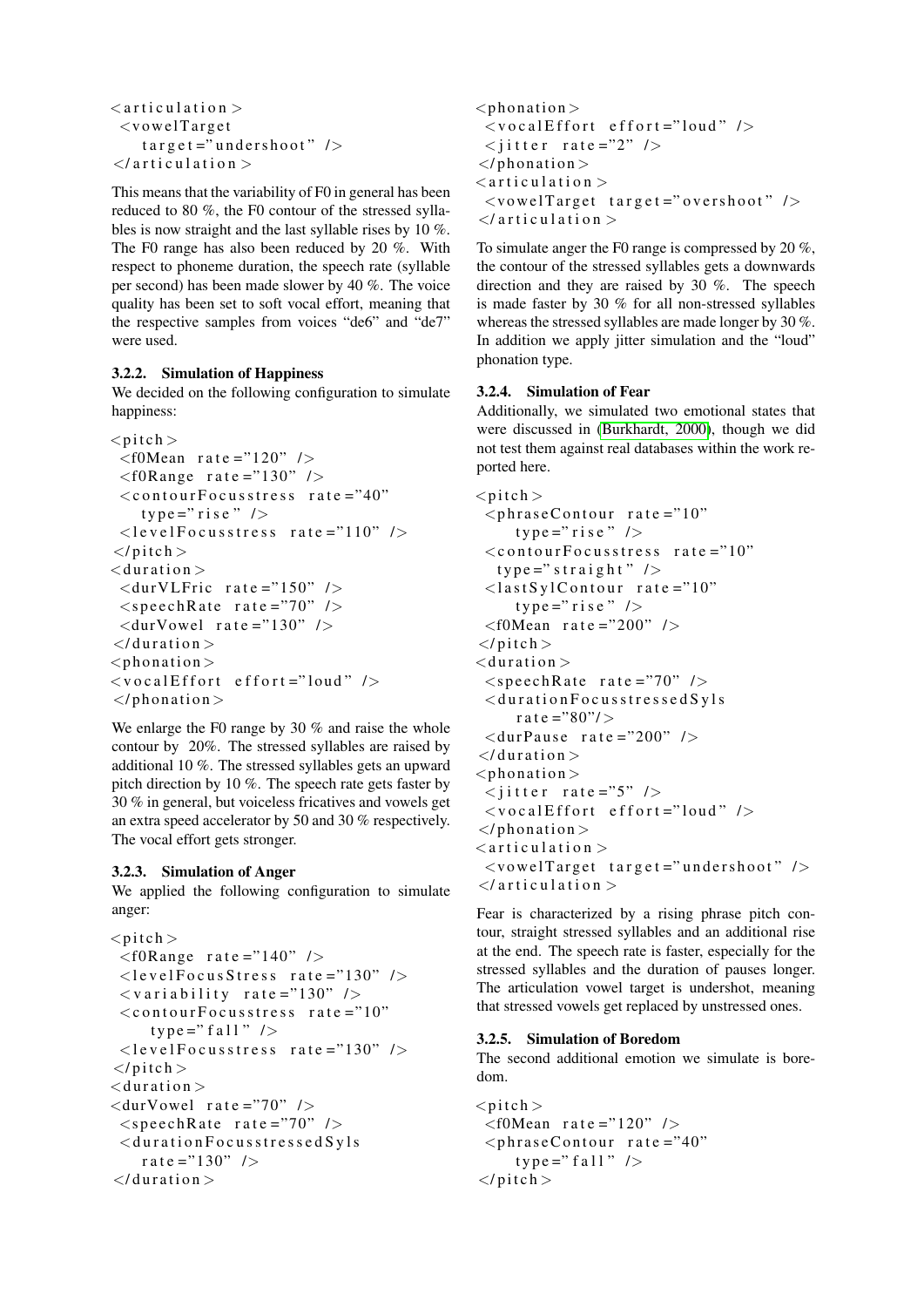```
<articulation>
 <vowelTarget
    target="undershoot" />
</articulation>
```

This means that the variability of F0 in general has been reduced to 80 %, the F0 contour of the stressed syllables is now straight and the last syllable rises by 10 %. The F0 range has also been reduced by 20 %. With respect to phoneme duration, the speech rate (syllable per second) has been made slower by 40 %. The voice quality has been set to soft vocal effort, meaning that the respective samples from voices "de6" and "de7" were used.

### 3.2.2. Simulation of Happiness

We decided on the following configuration to simulate happiness:

```
<pitch>
 <f0Mean rate="120" />
 <f0Range rate="130" />
 <contourFocusstress rate="40"
    type="rise" />
 <levelFocusstress rate="110" />
</pitch>
<duration>
 <durVLFric rate="150" />
 <speechRate rate="70" />
 <durVowel rate="130" />
</duration>
<phonation>
<vocalEffort effort="loud" />
</phonation>
```

We enlarge the F0 range by 30 % and raise the whole contour by 20%. The stressed syllables are raised by additional 10 %. The stressed syllables gets an upward pitch direction by 10 %. The speech rate gets faster by 30 % in general, but voiceless fricatives and vowels get an extra speed accelerator by 50 and 30 % respectively. The vocal effort gets stronger.

### 3.2.3. Simulation of Anger

We applied the following configuration to simulate anger:

```
<pitch>
 <f0Range rate="140" />
 <levelFocusStress rate="130" />
 <variability rate="130" />
 <contourFocusstress rate="10"
     type="fall" />
 <levelFocusstress rate="130" />
</pitch>
<duration>
<durVowel rate="70" />
 <speechRate rate="70" />
 <durationFocusstressedSyls
    rate="130" />
</duration>
<phonation>
 <vocalEffort effort="loud" />
 <jitter rate="2" />
</phonation>
<articulation>
 <vowelTarget target="overshoot" />
</articulation>
```

To simulate anger the F0 range is compressed by 20 %, the contour of the stressed syllables gets a downwards direction and they are raised by 30 %. The speech is made faster by 30 % for all non-stressed syllables whereas the stressed syllables are made longer by 30 %. In addition we apply jitter simulation and the "loud" phonation type.

### 3.2.4. Simulation of Fear

Additionally, we simulated two emotional states that were discussed in (Burkhardt, 2000), though we did not test them against real databases within the work reported here.

```
<pitch>
 <phraseContour rate="10"
     type="rise" />
 <contourFocusstress rate="10"
   type="straight" />
 <lastSylContour rate="10"
     type="rise" />
 <f0Mean rate="200" />
</pitch>
<duration>
 <speechRate rate="70" />
 <durationFocusstressedSyls
     rate="80"/>
 <durPause rate="200" />
</duration>
<phonation>
 <jitter rate="5" />
 <vocalEffort effort="loud" />
</phonation>
<articulation>
 <vowelTarget target="undershoot" />
</articulation>
```

Fear is characterized by a rising phrase pitch contour, straight stressed syllables and an additional rise at the end. The speech rate is faster, especially for the stressed syllables and the duration of pauses longer. The articulation vowel target is undershot, meaning that stressed vowels get replaced by unstressed ones.

### 3.2.5. Simulation of Boredom

The second additional emotion we simulate is boredom.

```
<pitch>
 <f0Mean rate="120" />
 <phraseContour rate="40"
     type="fall" />
</pitch>
```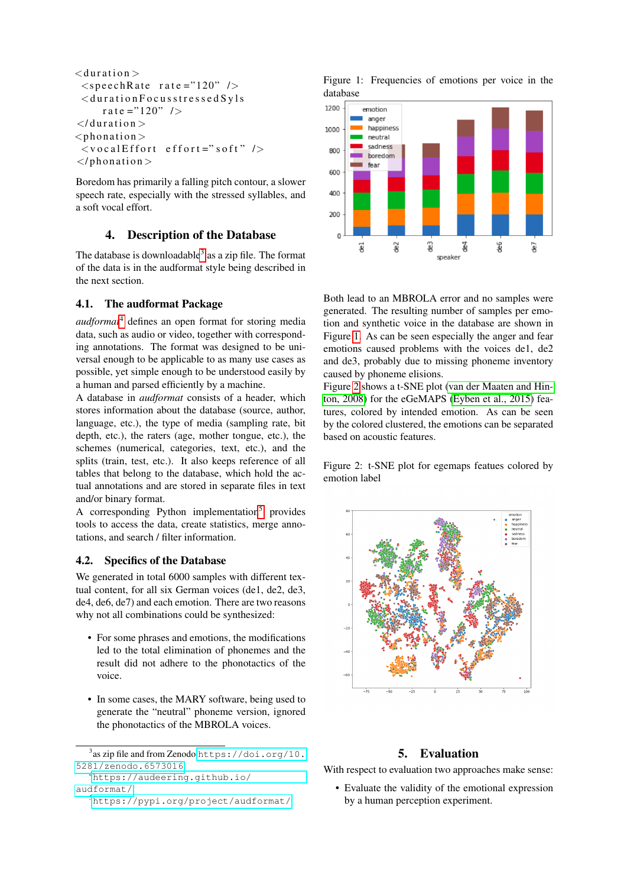```
<duration>
  <speechRate rate="120" />
  <durationFocusstressedSyls
      rate="120" />
</duration>
<phonation>
  <vocalEffort effort="soft" />
</phonation>
```

Boredom has primarily a falling pitch contour, a slower speech rate, especially with the stressed syllables, and a soft vocal effort.

## 4. Description of the Database

The database is downloadable[3] as a zip file. The format of the data is in the audformat style being described in the next section.

### 4.1. The audformat Package

*audformat*[4] defines an open format for storing media data, such as audio or video, together with corresponding annotations. The format was designed to be universal enough to be applicable to as many use cases as possible, yet simple enough to be understood easily by a human and parsed efficiently by a machine.
A database in *audformat* consists of a header, which stores information about the database (source, author, language, etc.), the type of media (sampling rate, bit depth, etc.), the raters (age, mother tongue, etc.), the schemes (numerical, categories, text, etc.), and the splits (train, test, etc.). It also keeps reference of all tables that belong to the database, which hold the actual annotations and are stored in separate files in text and/or binary format.
A corresponding Python implementation[5] provides tools to access the data, create statistics, merge annotations, and search / filter information.

### 4.2. Specifics of the Database

We generated in total 6000 samples with different textual content, for all six German voices (de1, de2, de3, de4, de6, de7) and each emotion. There are two reasons why not all combinations could be synthesized:

- For some phrases and emotions, the modifications led to the total elimination of phonemes and the result did not adhere to the phonotactics of the voice.
- In some cases, the MARY software, being used to generate the "neutral" phoneme version, ignored the phonotactics of the MBROLA voices.

Figure 1: Frequencies of emotions per voice in the database

Both lead to an MBROLA error and no samples were generated. The resulting number of samples per emotion and synthetic voice in the database are shown in Figure 1. As can be seen especially the anger and fear emotions caused problems with the voices de1, de2 and de3, probably due to missing phoneme inventory caused by phoneme elisions.
Figure 2 shows a t-SNE plot (van der Maaten and Hinton, 2008) for the eGeMAPS (Eyben et al., 2015) features, colored by intended emotion. As can be seen by the colored clustered, the emotions can be separated based on acoustic features.

Figure 2: t-SNE plot for egemaps featues colored by emotion label

## 5. Evaluation

With respect to evaluation two approaches make sense:

- Evaluate the validity of the emotional expression by a human perception experiment.

[3] as zip file and from Zenodo https://doi.org/10.5281/zenodo.6573016
[4] https://audeering.github.io/audformat/
[5] https://pypi.org/project/audformat/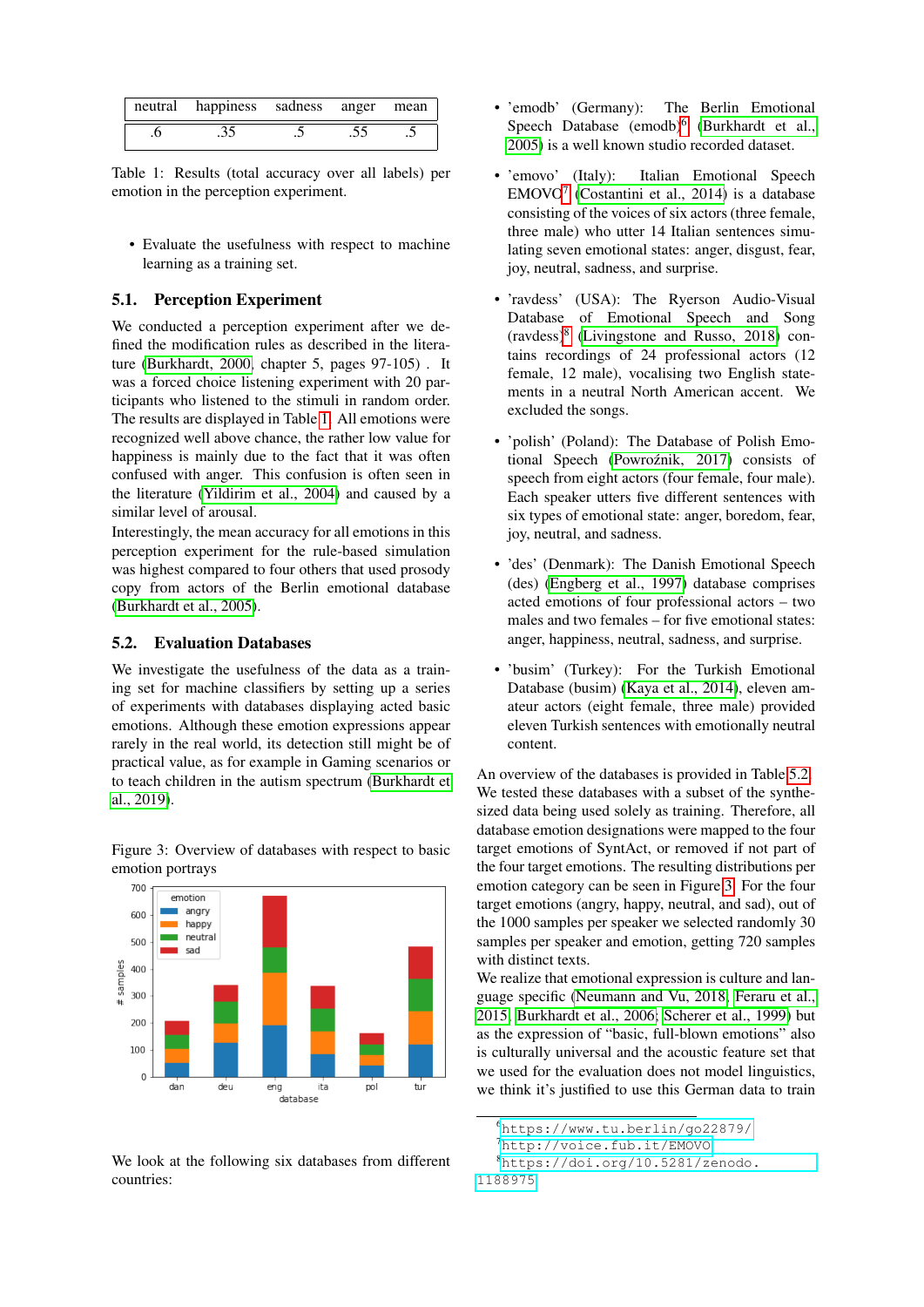| neutral | happiness | sadness | anger | mean |
|---|---|---|---|---|
| .6 | .35 | .5 | .55 | .5 |

Table 1: Results (total accuracy over all labels) per emotion in the perception experiment.

- Evaluate the usefulness with respect to machine learning as a training set.

### 5.1. Perception Experiment

We conducted a perception experiment after we defined the modification rules as described in the literature (Burkhardt, 2000, chapter 5, pages 97-105) . It was a forced choice listening experiment with 20 participants who listened to the stimuli in random order. The results are displayed in Table 1. All emotions were recognized well above chance, the rather low value for happiness is mainly due to the fact that it was often confused with anger. This confusion is often seen in the literature (Yildirim et al., 2004) and caused by a similar level of arousal.

Interestingly, the mean accuracy for all emotions in this perception experiment for the rule-based simulation was highest compared to four others that used prosody copy from actors of the Berlin emotional database (Burkhardt et al., 2005).

### 5.2. Evaluation Databases

We investigate the usefulness of the data as a training set for machine classifiers by setting up a series of experiments with databases displaying acted basic emotions. Although these emotion expressions appear rarely in the real world, its detection still might be of practical value, as for example in Gaming scenarios or to teach children in the autism spectrum (Burkhardt et al., 2019).

Figure 3: Overview of databases with respect to basic emotion portrays

We look at the following six databases from different countries:

- 'emodb' (Germany): The Berlin Emotional Speech Database (emodb)[6] (Burkhardt et al., 2005) is a well known studio recorded dataset.
- 'emovo' (Italy): Italian Emotional Speech EMOVO[7] (Costantini et al., 2014) is a database consisting of the voices of six actors (three female, three male) who utter 14 Italian sentences simulating seven emotional states: anger, disgust, fear, joy, neutral, sadness, and surprise.
- 'ravdess' (USA): The Ryerson Audio-Visual Database of Emotional Speech and Song (ravdess)[8] (Livingstone and Russo, 2018) contains recordings of 24 professional actors (12 female, 12 male), vocalising two English statements in a neutral North American accent. We excluded the songs.
- 'polish' (Poland): The Database of Polish Emotional Speech (Powroźnik, 2017) consists of speech from eight actors (four female, four male). Each speaker utters five different sentences with six types of emotional state: anger, boredom, fear, joy, neutral, and sadness.
- 'des' (Denmark): The Danish Emotional Speech (des) (Engberg et al., 1997) database comprises acted emotions of four professional actors – two males and two females – for five emotional states: anger, happiness, neutral, sadness, and surprise.
- 'busim' (Turkey): For the Turkish Emotional Database (busim) (Kaya et al., 2014), eleven amateur actors (eight female, three male) provided eleven Turkish sentences with emotionally neutral content.

An overview of the databases is provided in Table 5.2. We tested these databases with a subset of the synthesized data being used solely as training. Therefore, all database emotion designations were mapped to the four target emotions of SyntAct, or removed if not part of the four target emotions. The resulting distributions per emotion category can be seen in Figure 3. For the four target emotions (angry, happy, neutral, and sad), out of the 1000 samples per speaker we selected randomly 30 samples per speaker and emotion, getting 720 samples with distinct texts.

We realize that emotional expression is culture and language specific (Neumann and Vu, 2018; Feraru et al., 2015; Burkhardt et al., 2006; Scherer et al., 1999) but as the expression of "basic, full-blown emotions" also is culturally universal and the acoustic feature set that we used for the evaluation does not model linguistics, we think it's justified to use this German data to train

[6] https://www.tu.berlin/go22879/
[7] http://voice.fub.it/EMOVO
[8] https://doi.org/10.5281/zenodo.1188975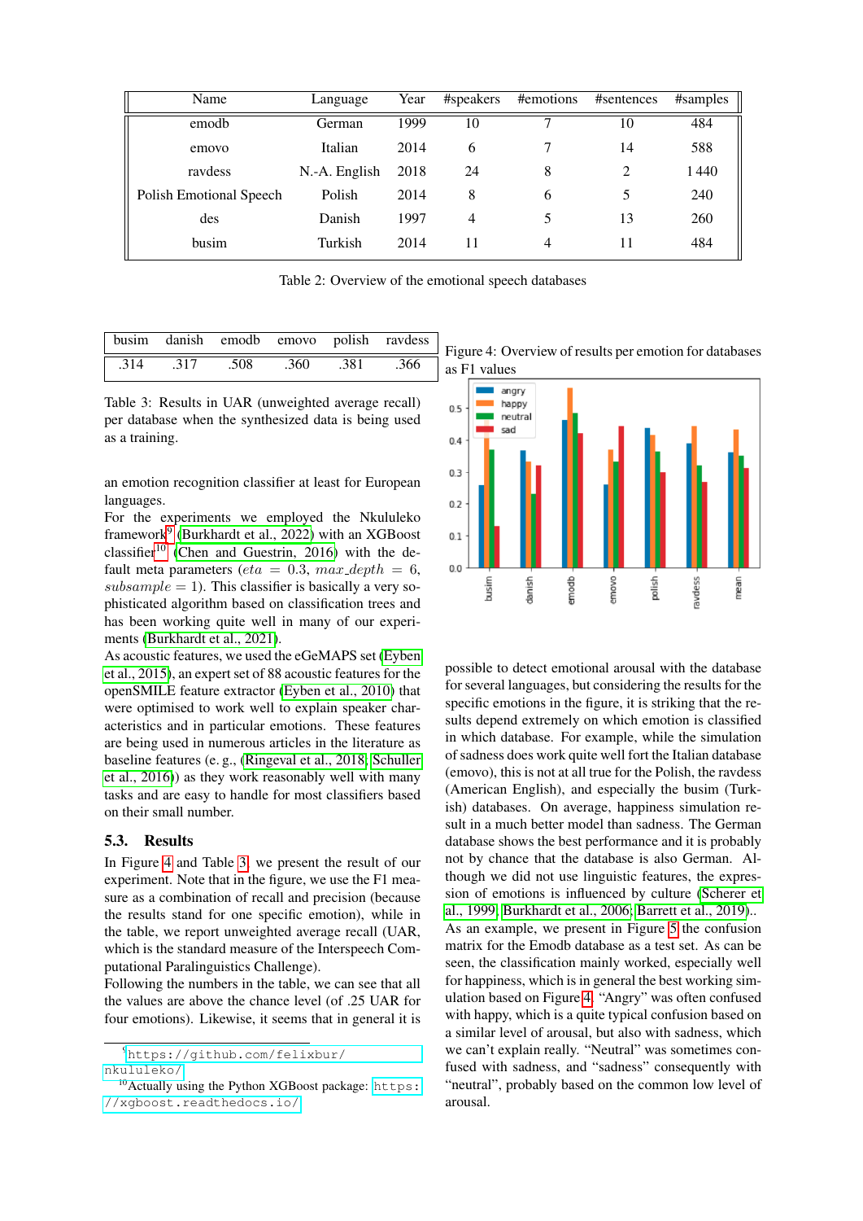| Name | Language | Year | #speakers | #emotions | #sentences | #samples |
|---|---|---|---|---|---|---|
| emodb | German | 1999 | 10 | 7 | 10 | 484 |
| emovo | Italian | 2014 | 6 | 7 | 14 | 588 |
| ravdess | N.-A. English | 2018 | 24 | 8 | 2 | 1 440 |
| Polish Emotional Speech | Polish | 2014 | 8 | 6 | 5 | 240 |
| des | Danish | 1997 | 4 | 5 | 13 | 260 |
| busim | Turkish | 2014 | 11 | 4 | 11 | 484 |

Table 2: Overview of the emotional speech databases

| busim | danish | emodb | emovo | polish | ravdess |
|---|---|---|---|---|---|
| .314 | .317 | .508 | .360 | .381 | .366 |

Table 3: Results in UAR (unweighted average recall) per database when the synthesized data is being used as a training.

an emotion recognition classifier at least for European languages.

For the experiments we employed the Nkululeko framework[9] (Burkhardt et al., 2022) with an XGBoost classifier[10] (Chen and Guestrin, 2016) with the default meta parameters ($eta = 0.3$, $max\_depth = 6$, $subsample = 1$). This classifier is basically a very sophisticated algorithm based on classification trees and has been working quite well in many of our experiments (Burkhardt et al., 2021).

As acoustic features, we used the eGeMAPS set (Eyben et al., 2015), an expert set of 88 acoustic features for the openSMILE feature extractor (Eyben et al., 2010) that were optimised to work well to explain speaker characteristics and in particular emotions. These features are being used in numerous articles in the literature as baseline features (e. g., (Ringeval et al., 2018; Schuller et al., 2016)) as they work reasonably well with many tasks and are easy to handle for most classifiers based on their small number.

### 5.3. Results

In Figure 4 and Table 3, we present the result of our experiment. Note that in the figure, we use the F1 measure as a combination of recall and precision (because the results stand for one specific emotion), while in the table, we report unweighted average recall (UAR, which is the standard measure of the Interspeech Computational Paralinguistics Challenge).

Following the numbers in the table, we can see that all the values are above the chance level (of .25 UAR for four emotions). Likewise, it seems that in general it is

Figure 4: Overview of results per emotion for databases as F1 values

possible to detect emotional arousal with the database for several languages, but considering the results for the specific emotions in the figure, it is striking that the results depend extremely on which emotion is classified in which database. For example, while the simulation of sadness does work quite well fort the Italian database (emovo), this is not at all true for the Polish, the ravdess (American English), and especially the busim (Turkish) databases. On average, happiness simulation result in a much better model than sadness. The German database shows the best performance and it is probably not by chance that the database is also German. Although we did not use linguistic features, the expression of emotions is influenced by culture (Scherer et al., 1999; Burkhardt et al., 2006; Barrett et al., 2019).. As an example, we present in Figure 5 the confusion matrix for the Emodb database as a test set. As can be seen, the classification mainly worked, especially well for happiness, which is in general the best working simulation based on Figure 4. "Angry" was often confused with happy, which is a quite typical confusion based on a similar level of arousal, but also with sadness, which we can't explain really. "Neutral" was sometimes confused with sadness, and "sadness" consequently with "neutral", probably based on the common low level of arousal.

[9] https://github.com/felixbur/nkululeko/

[10] Actually using the Python XGBoost package: https://xgboost.readthedocs.io/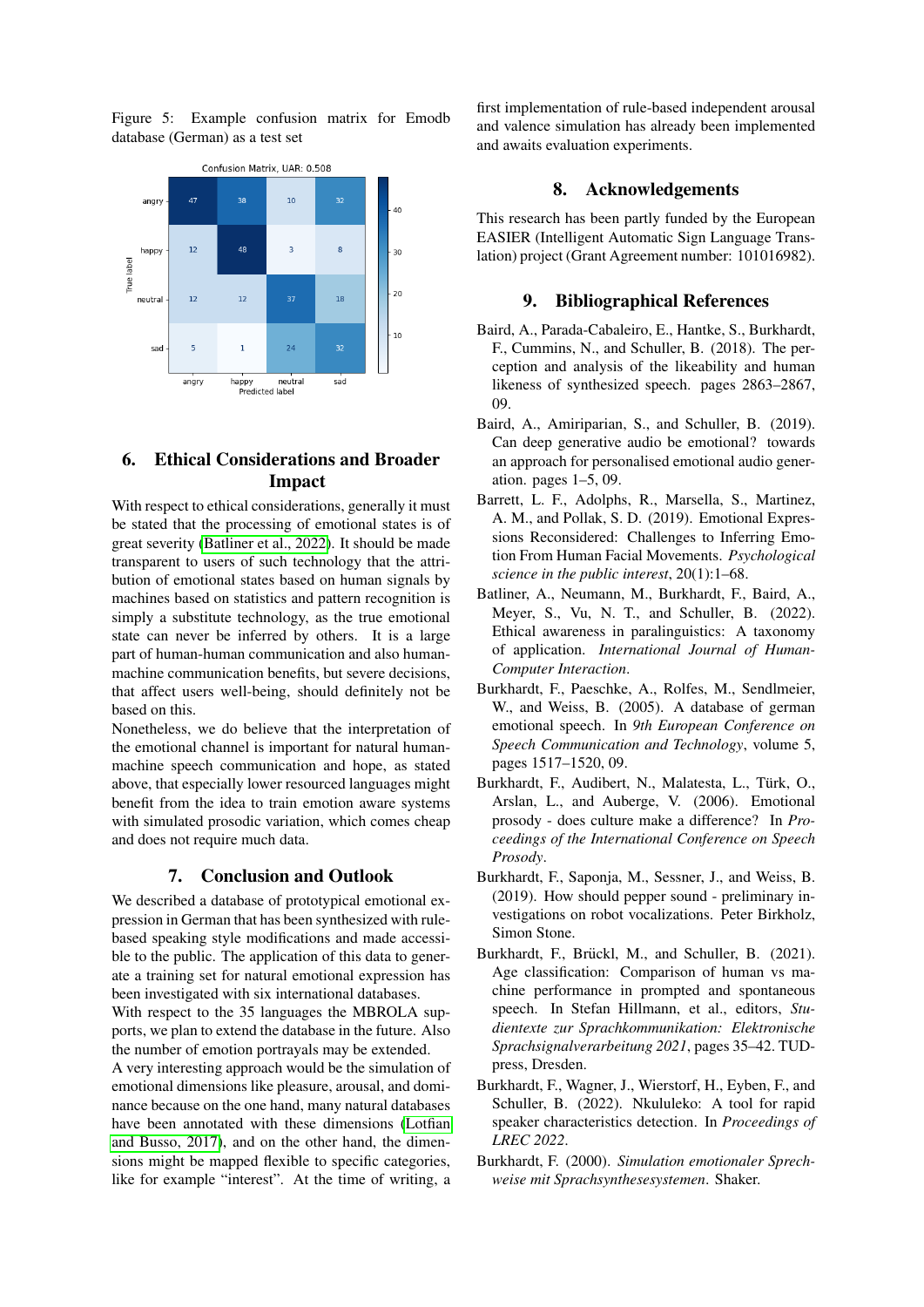Figure 5: Example confusion matrix for Emodb database (German) as a test set

Confusion Matrix, UAR: 0.508

| True label \ Predicted label | angry | happy | neutral | sad |
|---|---|---|---|---|
| angry | 47 | 38 | 10 | 32 |
| happy | 12 | 48 | 3 | 8 |
| neutral | 12 | 12 | 37 | 18 |
| sad | 5 | 1 | 24 | 32 |

## 6. Ethical Considerations and Broader Impact

With respect to ethical considerations, generally it must be stated that the processing of emotional states is of great severity (Batliner et al., 2022). It should be made transparent to users of such technology that the attribution of emotional states based on human signals by machines based on statistics and pattern recognition is simply a substitute technology, as the true emotional state can never be inferred by others. It is a large part of human-human communication and also human-machine communication benefits, but severe decisions, that affect users well-being, should definitely not be based on this.

Nonetheless, we do believe that the interpretation of the emotional channel is important for natural human-machine speech communication and hope, as stated above, that especially lower resourced languages might benefit from the idea to train emotion aware systems with simulated prosodic variation, which comes cheap and does not require much data.

## 7. Conclusion and Outlook

We described a database of prototypical emotional expression in German that has been synthesized with rule-based speaking style modifications and made accessible to the public. The application of this data to generate a training set for natural emotional expression has been investigated with six international databases.

With respect to the 35 languages the MBROLA supports, we plan to extend the database in the future. Also the number of emotion portrayals may be extended.

A very interesting approach would be the simulation of emotional dimensions like pleasure, arousal, and dominance because on the one hand, many natural databases have been annotated with these dimensions (Lotfian and Busso, 2017), and on the other hand, the dimensions might be mapped flexible to specific categories, like for example "interest". At the time of writing, a first implementation of rule-based independent arousal and valence simulation has already been implemented and awaits evaluation experiments.

## 8. Acknowledgements

This research has been partly funded by the European EASIER (Intelligent Automatic Sign Language Translation) project (Grant Agreement number: 101016982).

## 9. Bibliographical References

Baird, A., Parada-Cabaleiro, E., Hantke, S., Burkhardt, F., Cummins, N., and Schuller, B. (2018). The perception and analysis of the likeability and human likeness of synthesized speech. pages 2863–2867, 09.

Baird, A., Amiriparian, S., and Schuller, B. (2019). Can deep generative audio be emotional? towards an approach for personalised emotional audio generation. pages 1–5, 09.

Barrett, L. F., Adolphs, R., Marsella, S., Martinez, A. M., and Pollak, S. D. (2019). Emotional Expressions Reconsidered: Challenges to Inferring Emotion From Human Facial Movements. *Psychological science in the public interest*, 20(1):1–68.

Batliner, A., Neumann, M., Burkhardt, F., Baird, A., Meyer, S., Vu, N. T., and Schuller, B. (2022). Ethical awareness in paralinguistics: A taxonomy of application. *International Journal of Human-Computer Interaction*.

Burkhardt, F., Paeschke, A., Rolfes, M., Sendlmeier, W., and Weiss, B. (2005). A database of german emotional speech. In *9th European Conference on Speech Communication and Technology*, volume 5, pages 1517–1520, 09.

Burkhardt, F., Audibert, N., Malatesta, L., Türk, O., Arslan, L., and Auberge, V. (2006). Emotional prosody - does culture make a difference? In *Proceedings of the International Conference on Speech Prosody*.

Burkhardt, F., Saponja, M., Sessner, J., and Weiss, B. (2019). How should pepper sound - preliminary investigations on robot vocalizations. Peter Birkholz, Simon Stone.

Burkhardt, F., Brückl, M., and Schuller, B. (2021). Age classification: Comparison of human vs machine performance in prompted and spontaneous speech. In Stefan Hillmann, et al., editors, *Studientexte zur Sprachkommunikation: Elektronische Sprachsignalverarbeitung 2021*, pages 35–42. TUD-press, Dresden.

Burkhardt, F., Wagner, J., Wierstorf, H., Eyben, F., and Schuller, B. (2022). Nkululeko: A tool for rapid speaker characteristics detection. In *Proceedings of LREC 2022*.

Burkhardt, F. (2000). *Simulation emotionaler Sprechweise mit Sprachsynthesesystemen*. Shaker.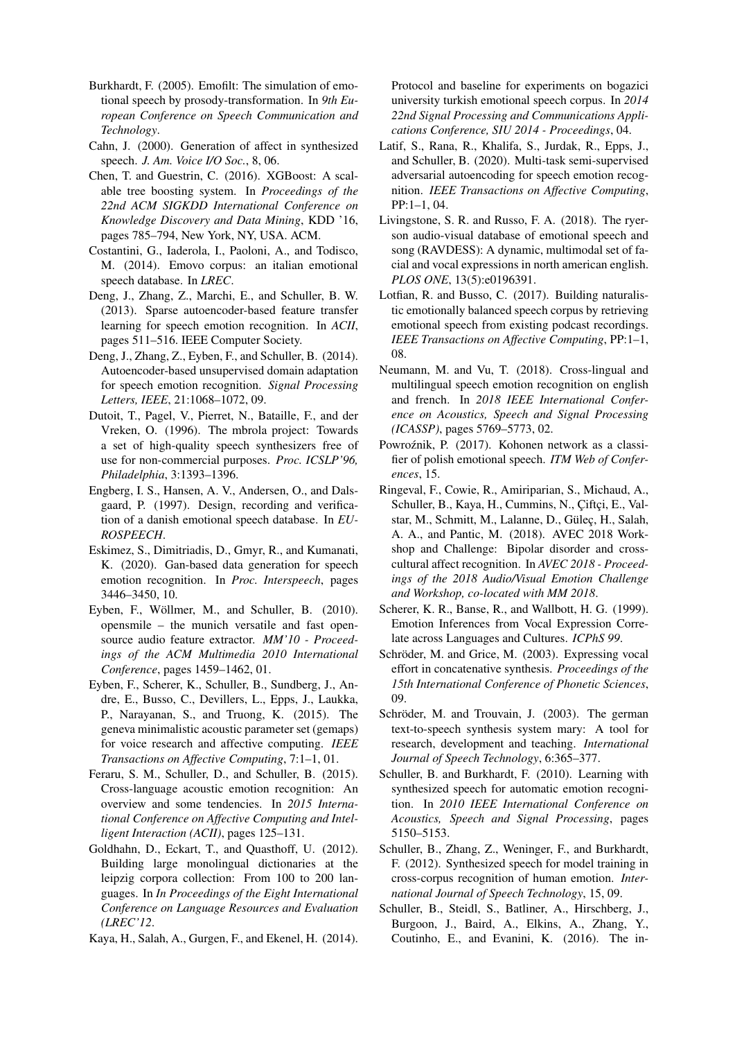Burkhardt, F. (2005). Emofilt: The simulation of emotional speech by prosody-transformation. In *9th European Conference on Speech Communication and Technology*.

Cahn, J. (2000). Generation of affect in synthesized speech. *J. Am. Voice I/O Soc.*, 8, 06.

Chen, T. and Guestrin, C. (2016). XGBoost: A scalable tree boosting system. In *Proceedings of the 22nd ACM SIGKDD International Conference on Knowledge Discovery and Data Mining*, KDD '16, pages 785–794, New York, NY, USA. ACM.

Costantini, G., Iaderola, I., Paoloni, A., and Todisco, M. (2014). Emovo corpus: an italian emotional speech database. In *LREC*.

Deng, J., Zhang, Z., Marchi, E., and Schuller, B. W. (2013). Sparse autoencoder-based feature transfer learning for speech emotion recognition. In *ACII*, pages 511–516. IEEE Computer Society.

Deng, J., Zhang, Z., Eyben, F., and Schuller, B. (2014). Autoencoder-based unsupervised domain adaptation for speech emotion recognition. *Signal Processing Letters, IEEE*, 21:1068–1072, 09.

Dutoit, T., Pagel, V., Pierret, N., Bataille, F., and der Vreken, O. (1996). The mbrola project: Towards a set of high-quality speech synthesizers free of use for non-commercial purposes. *Proc. ICSLP'96, Philadelphia*, 3:1393–1396.

Engberg, I. S., Hansen, A. V., Andersen, O., and Dalsgaard, P. (1997). Design, recording and verification of a danish emotional speech database. In *EUROSPEECH*.

Eskimez, S., Dimitriadis, D., Gmyr, R., and Kumanati, K. (2020). Gan-based data generation for speech emotion recognition. In *Proc. Interspeech*, pages 3446–3450, 10.

Eyben, F., Wöllmer, M., and Schuller, B. (2010). opensmile – the munich versatile and fast opensource audio feature extractor. *MM'10 - Proceedings of the ACM Multimedia 2010 International Conference*, pages 1459–1462, 01.

Eyben, F., Scherer, K., Schuller, B., Sundberg, J., Andre, E., Busso, C., Devillers, L., Epps, J., Laukka, P., Narayanan, S., and Truong, K. (2015). The geneva minimalistic acoustic parameter set (gemaps) for voice research and affective computing. *IEEE Transactions on Affective Computing*, 7:1–1, 01.

Feraru, S. M., Schuller, D., and Schuller, B. (2015). Cross-language acoustic emotion recognition: An overview and some tendencies. In *2015 International Conference on Affective Computing and Intelligent Interaction (ACII)*, pages 125–131.

Goldhahn, D., Eckart, T., and Quasthoff, U. (2012). Building large monolingual dictionaries at the leipzig corpora collection: From 100 to 200 languages. In *In Proceedings of the Eight International Conference on Language Resources and Evaluation (LREC'12*.

Kaya, H., Salah, A., Gurgen, F., and Ekenel, H. (2014). Protocol and baseline for experiments on bogazici university turkish emotional speech corpus. In *2014 22nd Signal Processing and Communications Applications Conference, SIU 2014 - Proceedings*, 04.

Latif, S., Rana, R., Khalifa, S., Jurdak, R., Epps, J., and Schuller, B. (2020). Multi-task semi-supervised adversarial autoencoding for speech emotion recognition. *IEEE Transactions on Affective Computing*, PP:1–1, 04.

Livingstone, S. R. and Russo, F. A. (2018). The ryerson audio-visual database of emotional speech and song (RAVDESS): A dynamic, multimodal set of facial and vocal expressions in north american english. *PLOS ONE*, 13(5):e0196391.

Lotfian, R. and Busso, C. (2017). Building naturalistic emotionally balanced speech corpus by retrieving emotional speech from existing podcast recordings. *IEEE Transactions on Affective Computing*, PP:1–1, 08.

Neumann, M. and Vu, T. (2018). Cross-lingual and multilingual speech emotion recognition on english and french. In *2018 IEEE International Conference on Acoustics, Speech and Signal Processing (ICASSP)*, pages 5769–5773, 02.

Powroźnik, P. (2017). Kohonen network as a classifier of polish emotional speech. *ITM Web of Conferences*, 15.

Ringeval, F., Cowie, R., Amiriparian, S., Michaud, A., Schuller, B., Kaya, H., Cummins, N., Çiftçi, E., Valstar, M., Schmitt, M., Lalanne, D., Güleç, H., Salah, A. A., and Pantic, M. (2018). AVEC 2018 Workshop and Challenge: Bipolar disorder and cross-cultural affect recognition. In *AVEC 2018 - Proceedings of the 2018 Audio/Visual Emotion Challenge and Workshop, co-located with MM 2018*.

Scherer, K. R., Banse, R., and Wallbott, H. G. (1999). Emotion Inferences from Vocal Expression Correlate across Languages and Cultures. *ICPhS 99*.

Schröder, M. and Grice, M. (2003). Expressing vocal effort in concatenative synthesis. *Proceedings of the 15th International Conference of Phonetic Sciences*, 09.

Schröder, M. and Trouvain, J. (2003). The german text-to-speech synthesis system mary: A tool for research, development and teaching. *International Journal of Speech Technology*, 6:365–377.

Schuller, B. and Burkhardt, F. (2010). Learning with synthesized speech for automatic emotion recognition. In *2010 IEEE International Conference on Acoustics, Speech and Signal Processing*, pages 5150–5153.

Schuller, B., Zhang, Z., Weninger, F., and Burkhardt, F. (2012). Synthesized speech for model training in cross-corpus recognition of human emotion. *International Journal of Speech Technology*, 15, 09.

Schuller, B., Steidl, S., Batliner, A., Hirschberg, J., Burgoon, J., Baird, A., Elkins, A., Zhang, Y., Coutinho, E., and Evanini, K. (2016). The in-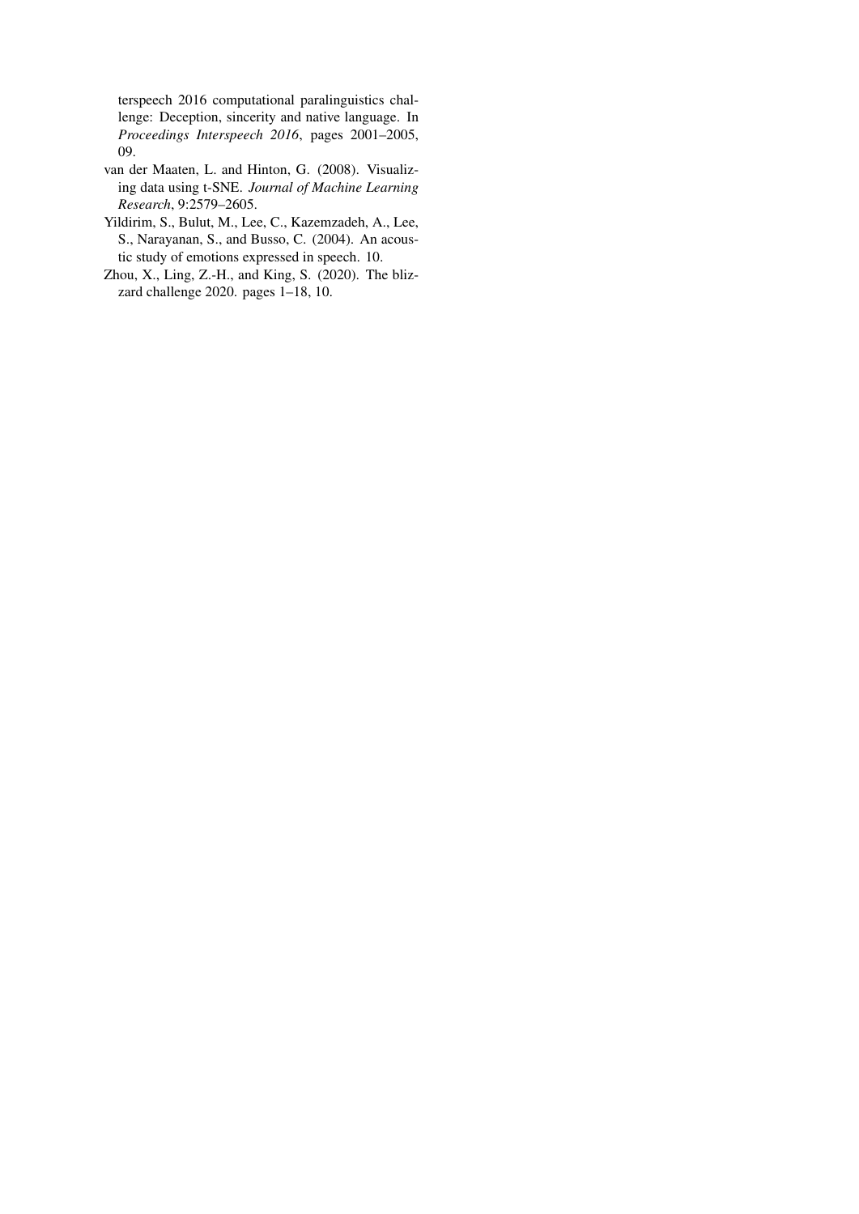terspeech 2016 computational paralinguistics challenge: Deception, sincerity and native language. In *Proceedings Interspeech 2016*, pages 2001–2005, 09.

van der Maaten, L. and Hinton, G. (2008). Visualizing data using t-SNE. *Journal of Machine Learning Research*, 9:2579–2605.

Yildirim, S., Bulut, M., Lee, C., Kazemzadeh, A., Lee, S., Narayanan, S., and Busso, C. (2004). An acoustic study of emotions expressed in speech. 10.

Zhou, X., Ling, Z.-H., and King, S. (2020). The blizzard challenge 2020. pages 1–18, 10.